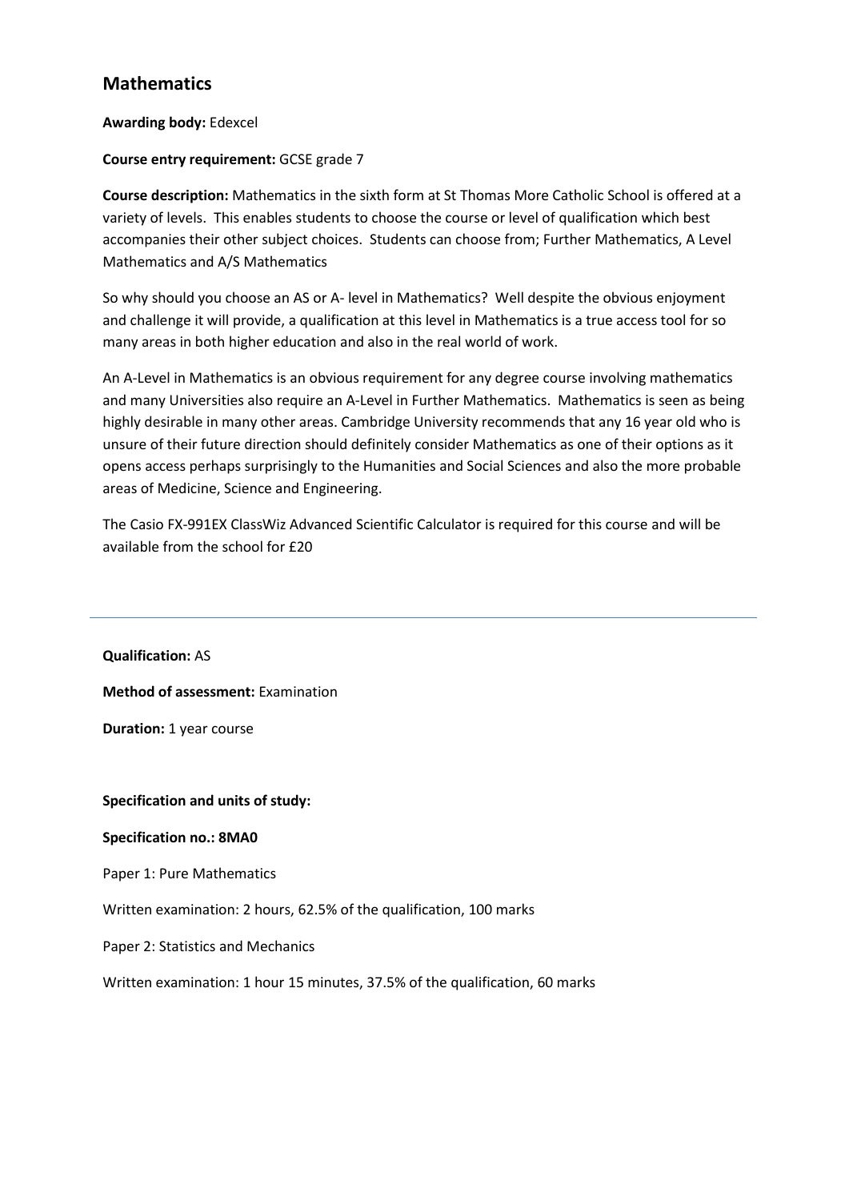## Mathematics

**Awarding body:** Edexcel

**Course entry requirement:** GCSE grade 7

**Course description:** Mathematics in the sixth form at St Thomas More Catholic School is offered at a variety of levels. This enables students to choose the course or level of qualification which best accompanies their other subject choices. Students can choose from; Further Mathematics, A Level Mathematics and A/S Mathematics

So why should you choose an AS or A- level in Mathematics? Well despite the obvious enjoyment and challenge it will provide, a qualification at this level in Mathematics is a true access tool for so many areas in both higher education and also in the real world of work.

An A-Level in Mathematics is an obvious requirement for any degree course involving mathematics and many Universities also require an A-Level in Further Mathematics. Mathematics is seen as being highly desirable in many other areas. Cambridge University recommends that any 16 year old who is unsure of their future direction should definitely consider Mathematics as one of their options as it opens access perhaps surprisingly to the Humanities and Social Sciences and also the more probable areas of Medicine, Science and Engineering.

The Casio FX-991EX ClassWiz Advanced Scientific Calculator is required for this course and will be available from the school for £20

---

**Qualification:** AS

**Method of assessment:** Examination

**Duration:** 1 year course

**Specification and units of study:**

**Specification no.: 8MA0**

Paper 1: Pure Mathematics

Written examination: 2 hours, 62.5% of the qualification, 100 marks

Paper 2: Statistics and Mechanics

Written examination: 1 hour 15 minutes, 37.5% of the qualification, 60 marks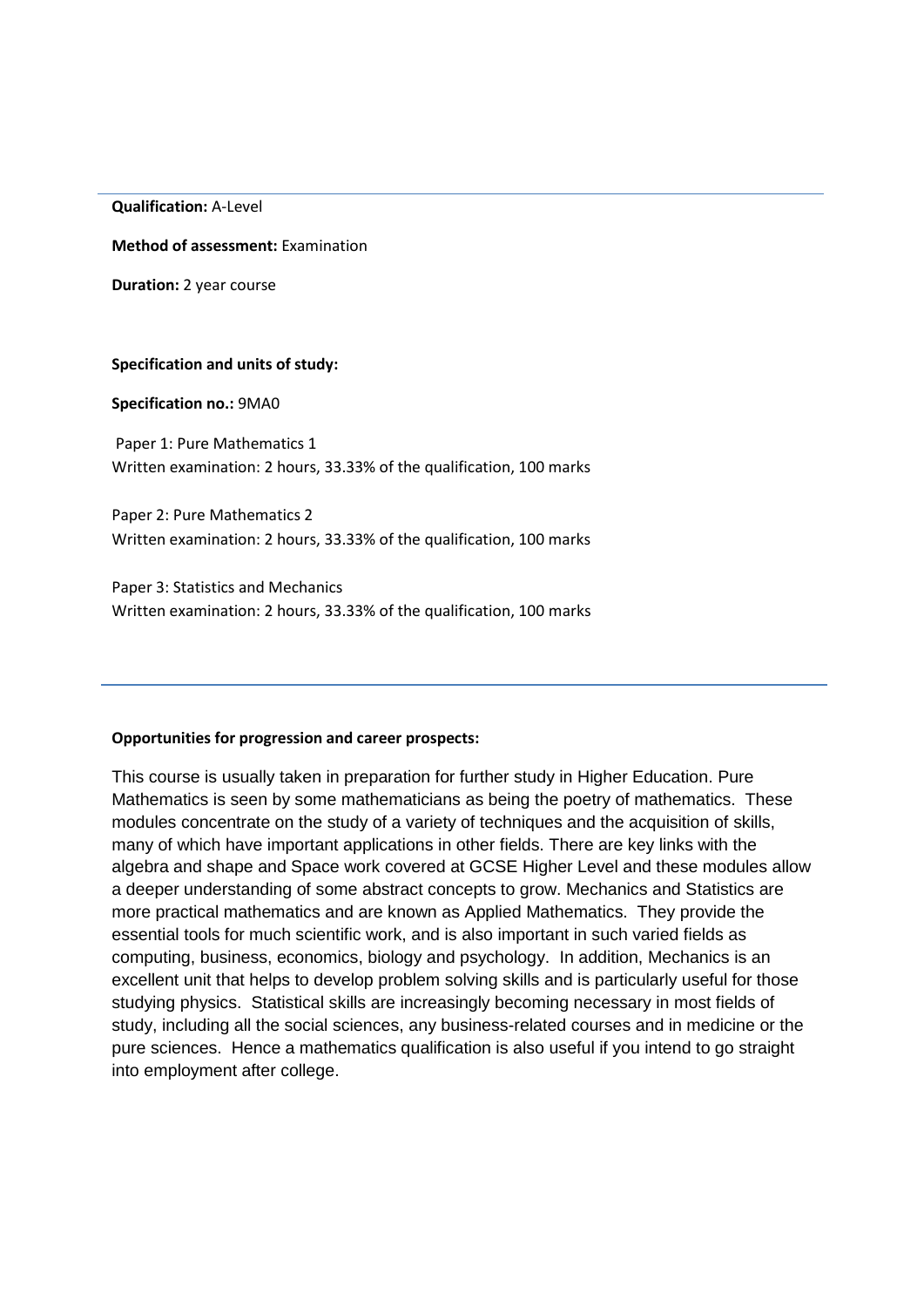**Qualification:** A-Level

**Method of assessment:** Examination

**Duration:** 2 year course

**Specification and units of study:**

**Specification no.:** 9MA0

Paper 1: Pure Mathematics 1
Written examination: 2 hours, 33.33% of the qualification, 100 marks

Paper 2: Pure Mathematics 2
Written examination: 2 hours, 33.33% of the qualification, 100 marks

Paper 3: Statistics and Mechanics
Written examination: 2 hours, 33.33% of the qualification, 100 marks

---

**Opportunities for progression and career prospects:**

This course is usually taken in preparation for further study in Higher Education. Pure Mathematics is seen by some mathematicians as being the poetry of mathematics. These modules concentrate on the study of a variety of techniques and the acquisition of skills, many of which have important applications in other fields. There are key links with the algebra and shape and Space work covered at GCSE Higher Level and these modules allow a deeper understanding of some abstract concepts to grow. Mechanics and Statistics are more practical mathematics and are known as Applied Mathematics. They provide the essential tools for much scientific work, and is also important in such varied fields as computing, business, economics, biology and psychology. In addition, Mechanics is an excellent unit that helps to develop problem solving skills and is particularly useful for those studying physics. Statistical skills are increasingly becoming necessary in most fields of study, including all the social sciences, any business-related courses and in medicine or the pure sciences. Hence a mathematics qualification is also useful if you intend to go straight into employment after college.